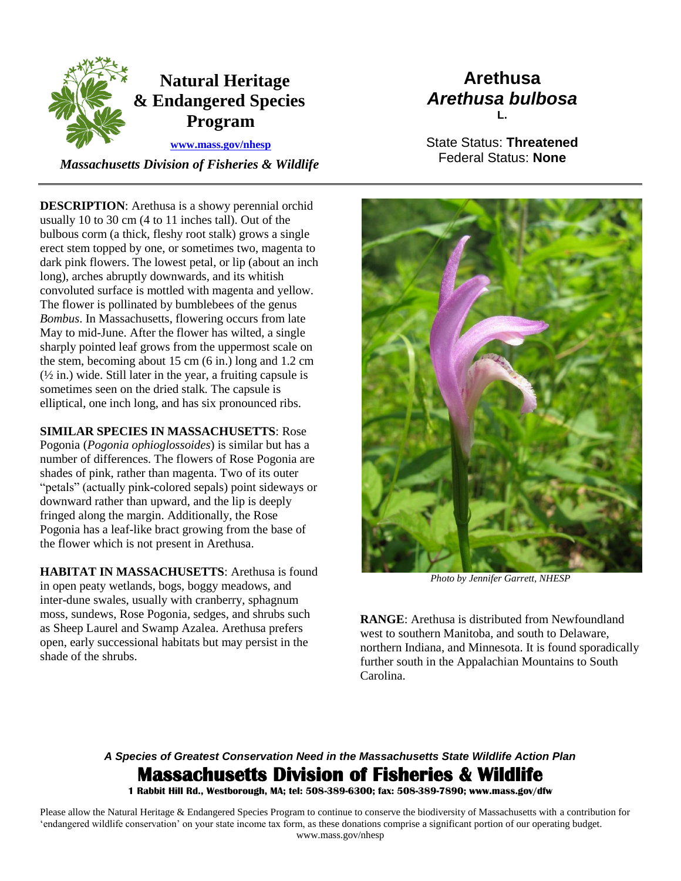# Natural Heritage & Endangered Species Program

www.mass.gov/nhesp

*Massachusetts Division of Fisheries & Wildlife*

# Arethusa
## *Arethusa bulbosa* L.

State Status: **Threatened**
Federal Status: **None**

**DESCRIPTION**: Arethusa is a showy perennial orchid usually 10 to 30 cm (4 to 11 inches tall). Out of the bulbous corm (a thick, fleshy root stalk) grows a single erect stem topped by one, or sometimes two, magenta to dark pink flowers. The lowest petal, or lip (about an inch long), arches abruptly downwards, and its whitish convoluted surface is mottled with magenta and yellow. The flower is pollinated by bumblebees of the genus *Bombus*. In Massachusetts, flowering occurs from late May to mid-June. After the flower has wilted, a single sharply pointed leaf grows from the uppermost scale on the stem, becoming about 15 cm (6 in.) long and 1.2 cm (½ in.) wide. Still later in the year, a fruiting capsule is sometimes seen on the dried stalk. The capsule is elliptical, one inch long, and has six pronounced ribs.

**SIMILAR SPECIES IN MASSACHUSETTS**: Rose Pogonia (*Pogonia ophioglossoides*) is similar but has a number of differences. The flowers of Rose Pogonia are shades of pink, rather than magenta. Two of its outer "petals" (actually pink-colored sepals) point sideways or downward rather than upward, and the lip is deeply fringed along the margin. Additionally, the Rose Pogonia has a leaf-like bract growing from the base of the flower which is not present in Arethusa.

**HABITAT IN MASSACHUSETTS**: Arethusa is found in open peaty wetlands, bogs, boggy meadows, and inter-dune swales, usually with cranberry, sphagnum moss, sundews, Rose Pogonia, sedges, and shrubs such as Sheep Laurel and Swamp Azalea. Arethusa prefers open, early successional habitats but may persist in the shade of the shrubs.

*Photo by Jennifer Garrett, NHESP*

**RANGE**: Arethusa is distributed from Newfoundland west to southern Manitoba, and south to Delaware, northern Indiana, and Minnesota. It is found sporadically further south in the Appalachian Mountains to South Carolina.

***A Species of Greatest Conservation Need in the Massachusetts State Wildlife Action Plan***

**Massachusetts Division of Fisheries & Wildlife**

**1 Rabbit Hill Rd., Westborough, MA; tel: 508-389-6300; fax: 508-389-7890; www.mass.gov/dfw**

Please allow the Natural Heritage & Endangered Species Program to continue to conserve the biodiversity of Massachusetts with a contribution for 'endangered wildlife conservation' on your state income tax form, as these donations comprise a significant portion of our operating budget. www.mass.gov/nhesp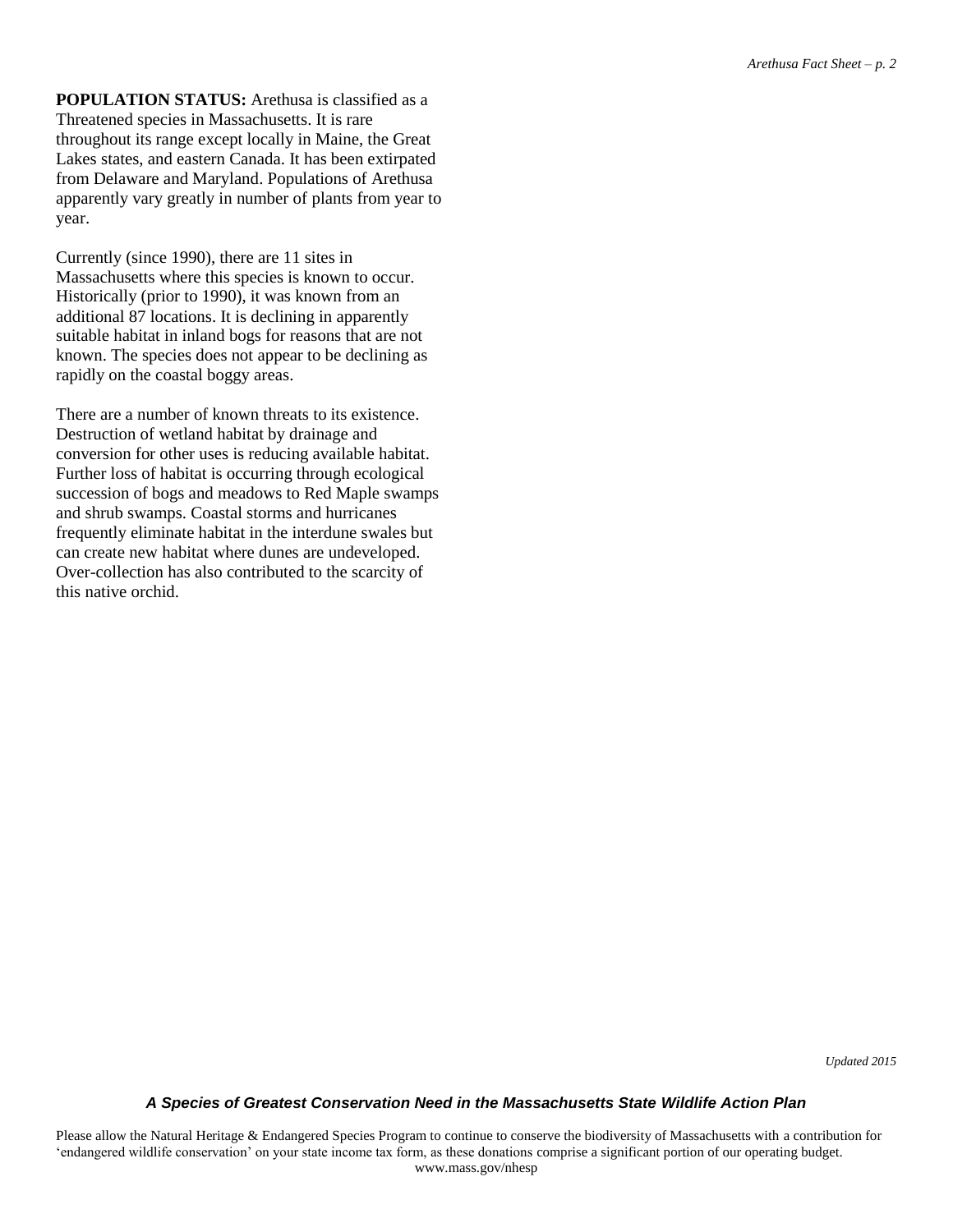**POPULATION STATUS:** Arethusa is classified as a Threatened species in Massachusetts. It is rare throughout its range except locally in Maine, the Great Lakes states, and eastern Canada. It has been extirpated from Delaware and Maryland. Populations of Arethusa apparently vary greatly in number of plants from year to year.

Currently (since 1990), there are 11 sites in Massachusetts where this species is known to occur. Historically (prior to 1990), it was known from an additional 87 locations. It is declining in apparently suitable habitat in inland bogs for reasons that are not known. The species does not appear to be declining as rapidly on the coastal boggy areas.

There are a number of known threats to its existence. Destruction of wetland habitat by drainage and conversion for other uses is reducing available habitat. Further loss of habitat is occurring through ecological succession of bogs and meadows to Red Maple swamps and shrub swamps. Coastal storms and hurricanes frequently eliminate habitat in the interdune swales but can create new habitat where dunes are undeveloped. Over-collection has also contributed to the scarcity of this native orchid.

*Updated 2015*

***A Species of Greatest Conservation Need in the Massachusetts State Wildlife Action Plan***

Please allow the Natural Heritage & Endangered Species Program to continue to conserve the biodiversity of Massachusetts with a contribution for 'endangered wildlife conservation' on your state income tax form, as these donations comprise a significant portion of our operating budget. www.mass.gov/nhesp